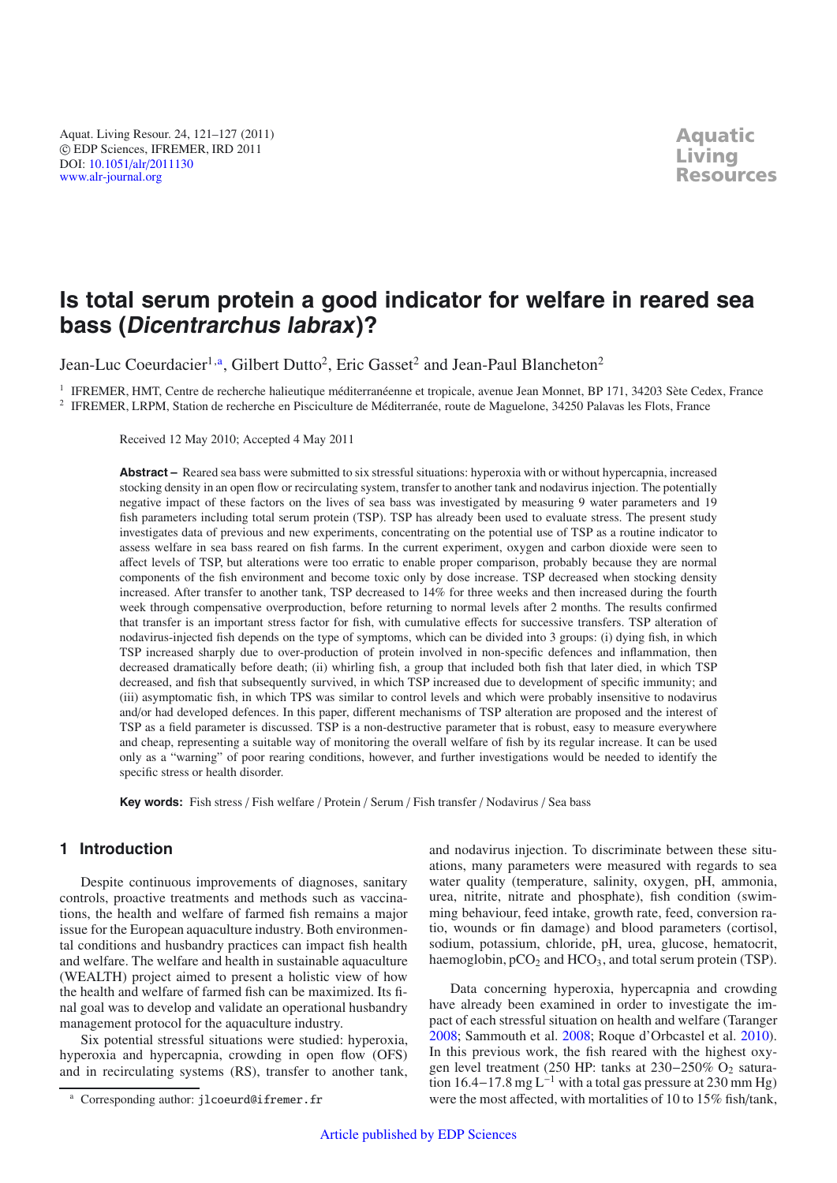# Is total serum protein a good indicator for welfare in reared sea bass (*Dicentrarchus labrax*)?

Jean-Luc Coeurdacier[1,a], Gilbert Dutto[2], Eric Gasset[2] and Jean-Paul Blancheton[2]

[1] IFREMER, HMT, Centre de recherche halieutique méditerranéenne et tropicale, avenue Jean Monnet, BP 171, 34203 Sète Cedex, France
[2] IFREMER, LRPM, Station de recherche en Pisciculture de Méditerranée, route de Maguelone, 34250 Palavas les Flots, France

Received 12 May 2010; Accepted 4 May 2011

**Abstract –** Reared sea bass were submitted to six stressful situations: hyperoxia with or without hypercapnia, increased stocking density in an open flow or recirculating system, transfer to another tank and nodavirus injection. The potentially negative impact of these factors on the lives of sea bass was investigated by measuring 9 water parameters and 19 fish parameters including total serum protein (TSP). TSP has already been used to evaluate stress. The present study investigates data of previous and new experiments, concentrating on the potential use of TSP as a routine indicator to assess welfare in sea bass reared on fish farms. In the current experiment, oxygen and carbon dioxide were seen to affect levels of TSP, but alterations were too erratic to enable proper comparison, probably because they are normal components of the fish environment and become toxic only by dose increase. TSP decreased when stocking density increased. After transfer to another tank, TSP decreased to 14% for three weeks and then increased during the fourth week through compensative overproduction, before returning to normal levels after 2 months. The results confirmed that transfer is an important stress factor for fish, with cumulative effects for successive transfers. TSP alteration of nodavirus-injected fish depends on the type of symptoms, which can be divided into 3 groups: (i) dying fish, in which TSP increased sharply due to over-production of protein involved in non-specific defences and inflammation, then decreased dramatically before death; (ii) whirling fish, a group that included both fish that later died, in which TSP decreased, and fish that subsequently survived, in which TSP increased due to development of specific immunity; and (iii) asymptomatic fish, in which TPS was similar to control levels and which were probably insensitive to nodavirus and/or had developed defences. In this paper, different mechanisms of TSP alteration are proposed and the interest of TSP as a field parameter is discussed. TSP is a non-destructive parameter that is robust, easy to measure everywhere and cheap, representing a suitable way of monitoring the overall welfare of fish by its regular increase. It can be used only as a "warning" of poor rearing conditions, however, and further investigations would be needed to identify the specific stress or health disorder.

**Key words:** Fish stress / Fish welfare / Protein / Serum / Fish transfer / Nodavirus / Sea bass

## 1 Introduction

Despite continuous improvements of diagnoses, sanitary controls, proactive treatments and methods such as vaccinations, the health and welfare of farmed fish remains a major issue for the European aquaculture industry. Both environmental conditions and husbandry practices can impact fish health and welfare. The welfare and health in sustainable aquaculture (WEALTH) project aimed to present a holistic view of how the health and welfare of farmed fish can be maximized. Its final goal was to develop and validate an operational husbandry management protocol for the aquaculture industry.

Six potential stressful situations were studied: hyperoxia, hyperoxia and hypercapnia, crowding in open flow (OFS) and in recirculating systems (RS), transfer to another tank, and nodavirus injection. To discriminate between these situations, many parameters were measured with regards to sea water quality (temperature, salinity, oxygen, pH, ammonia, urea, nitrite, nitrate and phosphate), fish condition (swimming behaviour, feed intake, growth rate, feed, conversion ratio, wounds or fin damage) and blood parameters (cortisol, sodium, potassium, chloride, pH, urea, glucose, hematocrit, haemoglobin, $pCO_2$ and $HCO_3$, and total serum protein (TSP).

Data concerning hyperoxia, hypercapnia and crowding have already been examined in order to investigate the impact of each stressful situation on health and welfare (Taranger 2008; Sammouth et al. 2008; Roque d'Orbcastel et al. 2010). In this previous work, the fish reared with the highest oxygen level treatment (250 HP: tanks at 230−250% $O_2$ saturation 16.4−17.8 mg $L^{-1}$ with a total gas pressure at 230 mm Hg) were the most affected, with mortalities of 10 to 15% fish/tank,

[a] Corresponding author: jlcoeurd@ifremer.fr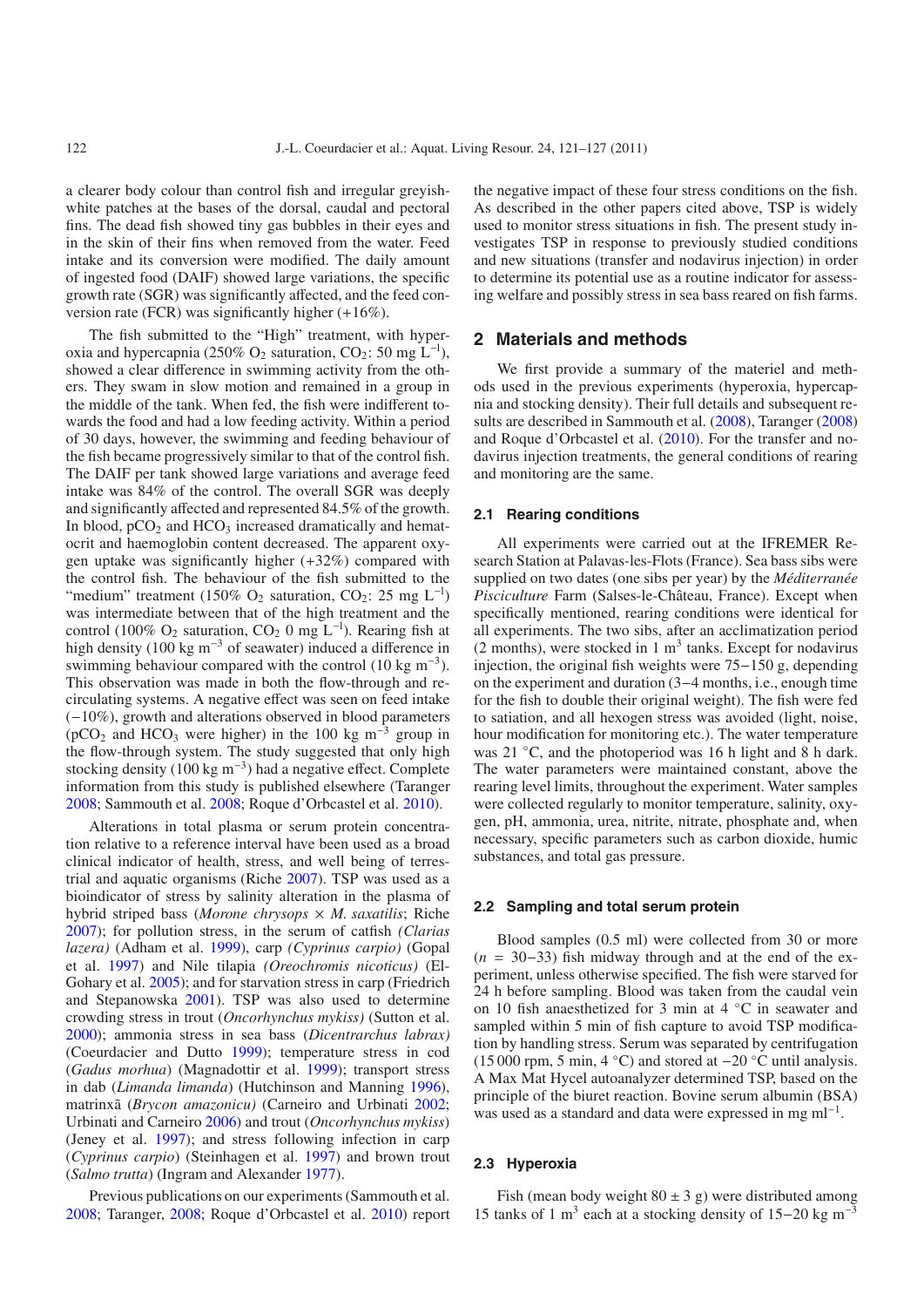a clearer body colour than control fish and irregular greyish-white patches at the bases of the dorsal, caudal and pectoral fins. The dead fish showed tiny gas bubbles in their eyes and in the skin of their fins when removed from the water. Feed intake and its conversion were modified. The daily amount of ingested food (DAIF) showed large variations, the specific growth rate (SGR) was significantly affected, and the feed conversion rate (FCR) was significantly higher (+16%).

The fish submitted to the "High" treatment, with hyperoxia and hypercapnia (250% $O_2$ saturation, $CO_2$: 50 mg $L^{-1}$), showed a clear difference in swimming activity from the others. They swam in slow motion and remained in a group in the middle of the tank. When fed, the fish were indifferent towards the food and had a low feeding activity. Within a period of 30 days, however, the swimming and feeding behaviour of the fish became progressively similar to that of the control fish. The DAIF per tank showed large variations and average feed intake was 84% of the control. The overall SGR was deeply and significantly affected and represented 84.5% of the growth. In blood, $pCO_2$ and $HCO_3$ increased dramatically and hematocrit and haemoglobin content decreased. The apparent oxygen uptake was significantly higher (+32%) compared with the control fish. The behaviour of the fish submitted to the "medium" treatment (150% $O_2$ saturation, $CO_2$: 25 mg $L^{-1}$) was intermediate between that of the high treatment and the control (100% $O_2$ saturation, $CO_2$ 0 mg $L^{-1}$). Rearing fish at high density (100 kg $m^{-3}$ of seawater) induced a difference in swimming behaviour compared with the control (10 kg $m^{-3}$). This observation was made in both the flow-through and recirculating systems. A negative effect was seen on feed intake (−10%), growth and alterations observed in blood parameters ($pCO_2$ and $HCO_3$ were higher) in the 100 kg $m^{-3}$ group in the flow-through system. The study suggested that only high stocking density (100 kg $m^{-3}$) had a negative effect. Complete information from this study is published elsewhere (Taranger 2008; Sammouth et al. 2008; Roque d'Orbcastel et al. 2010).

Alterations in total plasma or serum protein concentration relative to a reference interval have been used as a broad clinical indicator of health, stress, and well being of terrestrial and aquatic organisms (Riche 2007). TSP was used as a bioindicator of stress by salinity alteration in the plasma of hybrid striped bass (*Morone chrysops* × *M. saxatilis*; Riche 2007); for pollution stress, in the serum of catfish *(Clarias lazera)* (Adham et al. 1999), carp *(Cyprinus carpio)* (Gopal et al. 1997) and Nile tilapia *(Oreochromis nicoticus)* (El-Gohary et al. 2005); and for starvation stress in carp (Friedrich and Stepanowska 2001). TSP was also used to determine crowding stress in trout (*Oncorhynchus mykiss)* (Sutton et al. 2000); ammonia stress in sea bass (*Dicentrarchus labrax)* (Coeurdacier and Dutto 1999); temperature stress in cod (*Gadus morhua*) (Magnadottir et al. 1999); transport stress in dab (*Limanda limanda*) (Hutchinson and Manning 1996), matrinxã (*Brycon amazonicu)* (Carneiro and Urbinati 2002; Urbinati and Carneiro 2006) and trout (*Oncorhynchus mykiss*) (Jeney et al. 1997); and stress following infection in carp (*Cyprinus carpio*) (Steinhagen et al. 1997) and brown trout (*Salmo trutta*) (Ingram and Alexander 1977).

Previous publications on our experiments (Sammouth et al. 2008; Taranger, 2008; Roque d'Orbcastel et al. 2010) report the negative impact of these four stress conditions on the fish. As described in the other papers cited above, TSP is widely used to monitor stress situations in fish. The present study investigates TSP in response to previously studied conditions and new situations (transfer and nodavirus injection) in order to determine its potential use as a routine indicator for assessing welfare and possibly stress in sea bass reared on fish farms.

## 2 Materials and methods

We first provide a summary of the materiel and methods used in the previous experiments (hyperoxia, hypercapnia and stocking density). Their full details and subsequent results are described in Sammouth et al. (2008), Taranger (2008) and Roque d'Orbcastel et al. (2010). For the transfer and nodavirus injection treatments, the general conditions of rearing and monitoring are the same.

### 2.1 Rearing conditions

All experiments were carried out at the IFREMER Research Station at Palavas-les-Flots (France). Sea bass sibs were supplied on two dates (one sibs per year) by the *Méditerranée Pisciculture* Farm (Salses-le-Châteu, France). Except when specifically mentioned, rearing conditions were identical for all experiments. The two sibs, after an acclimatization period (2 months), were stocked in 1 $m^3$ tanks. Except for nodavirus injection, the original fish weights were 75−150 g, depending on the experiment and duration (3−4 months, i.e., enough time for the fish to double their original weight). The fish were fed to satiation, and all hexogen stress was avoided (light, noise, hour modification for monitoring etc.). The water temperature was 21 °C, and the photoperiod was 16 h light and 8 h dark. The water parameters were maintained constant, above the rearing level limits, throughout the experiment. Water samples were collected regularly to monitor temperature, salinity, oxygen, pH, ammonia, urea, nitrite, nitrate, phosphate and, when necessary, specific parameters such as carbon dioxide, humic substances, and total gas pressure.

### 2.2 Sampling and total serum protein

Blood samples (0.5 ml) were collected from 30 or more ($n$ = 30−33) fish midway through and at the end of the experiment, unless otherwise specified. The fish were starved for 24 h before sampling. Blood was taken from the caudal vein on 10 fish anaesthetized for 3 min at 4 °C in seawater and sampled within 5 min of fish capture to avoid TSP modification by handling stress. Serum was separated by centrifugation (15 000 rpm, 5 min, 4 °C) and stored at −20 °C until analysis. A Max Mat Hycel autoanalyzer determined TSP, based on the principle of the biuret reaction. Bovine serum albumin (BSA) was used as a standard and data were expressed in mg $ml^{-1}$.

### 2.3 Hyperoxia

Fish (mean body weight 80 ± 3 g) were distributed among 15 tanks of 1 $m^3$ each at a stocking density of 15−20 kg $m^{-3}$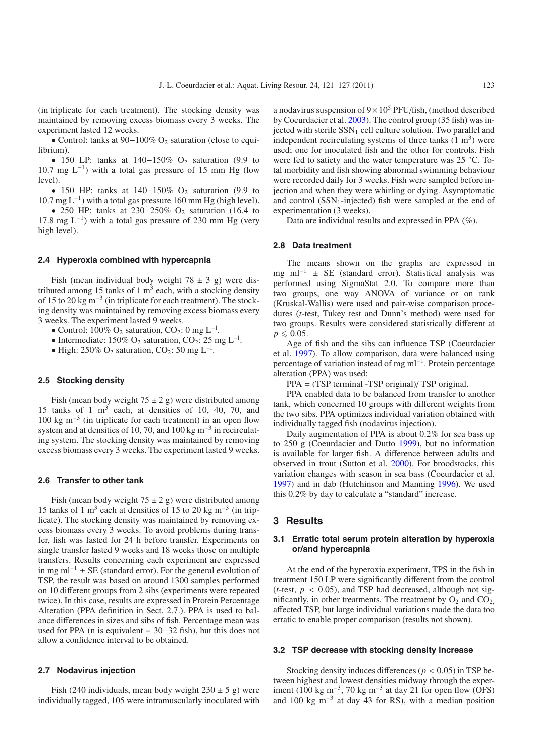(in triplicate for each treatment). The stocking density was maintained by removing excess biomass every 3 weeks. The experiment lasted 12 weeks.

- Control: tanks at 90–100% $O_2$ saturation (close to equilibrium).
- 150 LP: tanks at 140–150% $O_2$ saturation (9.9 to 10.7 mg $L^{-1}$) with a total gas pressure of 15 mm Hg (low level).
- 150 HP: tanks at 140–150% $O_2$ saturation (9.9 to 10.7 mg $L^{-1}$) with a total gas pressure 160 mm Hg (high level).
- 250 HP: tanks at 230–250% $O_2$ saturation (16.4 to 17.8 mg $L^{-1}$) with a total gas pressure of 230 mm Hg (very high level).

### 2.4 Hyperoxia combined with hypercapnia

Fish (mean individual body weight 78 ± 3 g) were distributed among 15 tanks of 1 $m^3$ each, with a stocking density of 15 to 20 kg $m^{-3}$ (in triplicate for each treatment). The stocking density was maintained by removing excess biomass every 3 weeks. The experiment lasted 9 weeks.

- Control: 100% $O_2$ saturation, $CO_2$: 0 mg $L^{-1}$.
- Intermediate: 150% $O_2$ saturation, $CO_2$: 25 mg $L^{-1}$.
- High: 250% $O_2$ saturation, $CO_2$: 50 mg $L^{-1}$.

### 2.5 Stocking density

Fish (mean body weight 75 ± 2 g) were distributed among 15 tanks of 1 $m^3$ each, at densities of 10, 40, 70, and 100 kg $m^{-3}$ (in triplicate for each treatment) in an open flow system and at densities of 10, 70, and 100 kg $m^{-3}$ in recirculating system. The stocking density was maintained by removing excess biomass every 3 weeks. The experiment lasted 9 weeks.

### 2.6 Transfer to other tank

Fish (mean body weight 75 ± 2 g) were distributed among 15 tanks of 1 $m^3$ each at densities of 15 to 20 kg $m^{-3}$ (in triplicate). The stocking density was maintained by removing excess biomass every 3 weeks. To avoid problems during transfer, fish was fasted for 24 h before transfer. Experiments on single transfer lasted 9 weeks and 18 weeks those on multiple transfers. Results concerning each experiment are expressed in mg $ml^{-1}$ ± SE (standard error). For the general evolution of TSP, the result was based on around 1300 samples performed on 10 different groups from 2 sibs (experiments were repeated twice). In this case, results are expressed in Protein Percentage Alteration (PPA definition in Sect. 2.7.). PPA is used to balance differences in sizes and sibs of fish. Percentage mean was used for PPA (n is equivalent = 30–32 fish), but this does not allow a confidence interval to be obtained.

### 2.7 Nodavirus injection

Fish (240 individuals, mean body weight 230 ± 5 g) were individually tagged, 105 were intramuscularly inoculated with a nodavirus suspension of $9 \times 10^5$ PFU/fish, (method described by Coeurdacier et al. 2003). The control group (35 fish) was injected with sterile $SSN_1$ cell culture solution. Two parallel and independent recirculating systems of three tanks (1 $m^3$) were used; one for inoculated fish and the other for controls. Fish were fed to satiety and the water temperature was 25 °C. Total morbidity and fish showing abnormal swimming behaviour were recorded daily for 3 weeks. Fish were sampled before injection and when they were whirling or dying. Asymptomatic and control ($SSN_1$-injected) fish were sampled at the end of experimentation (3 weeks).

Data are individual results and expressed in PPA (%).

### 2.8 Data treatment

The means shown on the graphs are expressed in mg $ml^{-1}$ ± SE (standard error). Statistical analysis was performed using SigmaStat 2.0. To compare more than two groups, one way ANOVA of variance or on rank (Kruskal-Wallis) were used and pair-wise comparison procedures (*t*-test, Tukey test and Dunn's method) were used for two groups. Results were considered statistically different at $p \leqslant 0.05$.

Age of fish and the sibs can influence TSP (Coeurdacier et al. 1997). To allow comparison, data were balanced using percentage of variation instead of mg $ml^{-1}$. Protein percentage alteration (PPA) was used:

PPA = (TSP terminal -TSP original)/ TSP original.

PPA enabled data to be balanced from transfer to another tank, which concerned 10 groups with different weights from the two sibs. PPA optimizes individual variation obtained with individually tagged fish (nodavirus injection).

Daily augmentation of PPA is about 0.2% for sea bass up to 250 g (Coeurdacier and Dutto 1999), but no information is available for larger fish. A difference between adults and observed in trout (Sutton et al. 2000). For broodstocks, this variation changes with season in sea bass (Coeurdacier et al. 1997) and in dab (Hutchinson and Manning 1996). We used this 0.2% by day to calculate a "standard" increase.

## 3 Results

### 3.1 Erratic total serum protein alteration by hyperoxia or/and hypercapnia

At the end of the hyperoxia experiment, TPS in the fish in treatment 150 LP were significantly different from the control (*t*-test, $p < 0.05$), and TSP had decreased, although not significantly, in other treatments. The treatment by $O_2$ and $CO_2$ affected TSP, but large individual variations made the data too erratic to enable proper comparison (results not shown).

### 3.2 TSP decrease with stocking density increase

Stocking density induces differences ($p < 0.05$) in TSP between highest and lowest densities midway through the experiment (100 kg $m^{-3}$, 70 kg $m^{-3}$ at day 21 for open flow (OFS) and 100 kg $m^{-3}$ at day 43 for RS), with a median position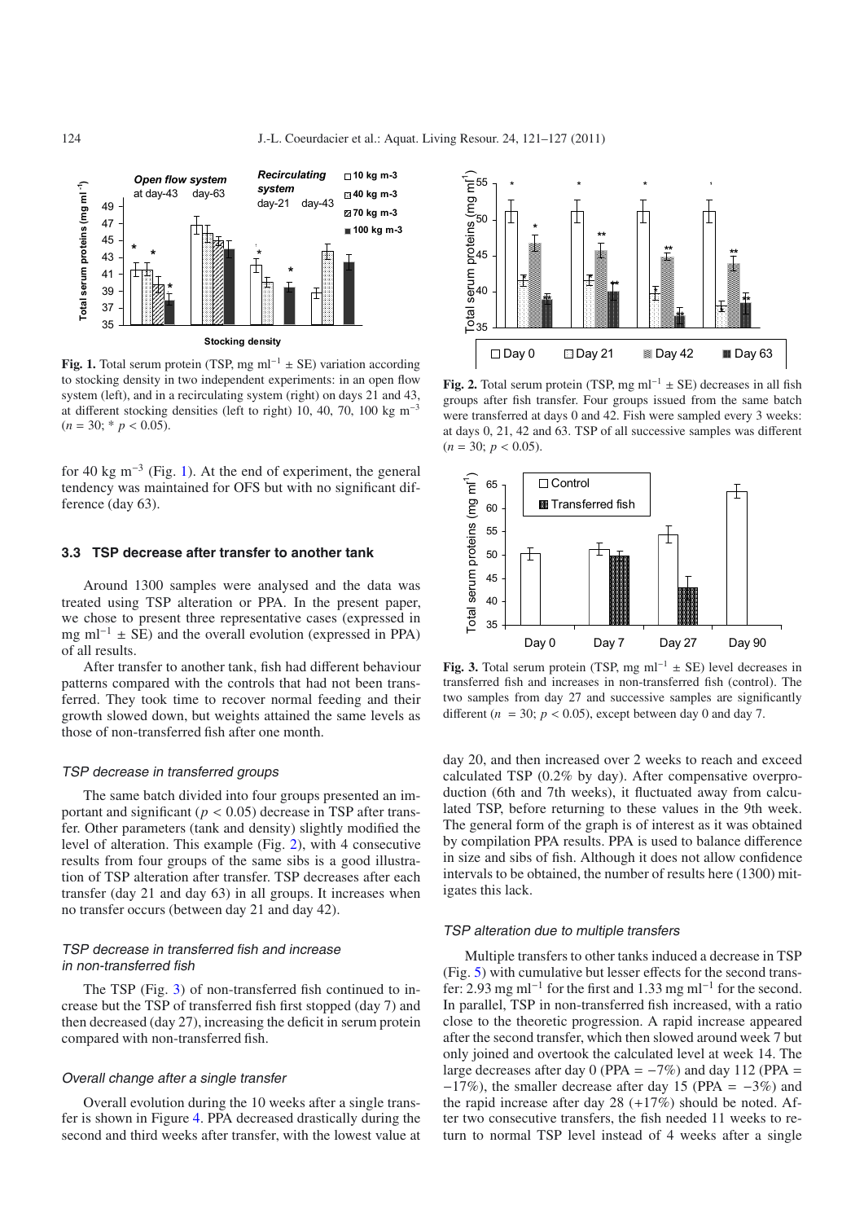**Fig. 1.** Total serum protein (TSP, mg ml$^{-1}$ ± SE) variation according to stocking density in two independent experiments: in an open flow system (left), and in a recirculating system (right) on days 21 and 43, at different stocking densities (left to right) 10, 40, 70, 100 kg m$^{-3}$ ($n = 30$; * $p < 0.05$).

**Fig. 2.** Total serum protein (TSP, mg ml$^{-1}$ ± SE) decreases in all fish groups after fish transfer. Four groups issued from the same batch were transferred at days 0 and 42. Fish were sampled every 3 weeks: at days 0, 21, 42 and 63. TSP of all successive samples was different ($n = 30$; $p < 0.05$).

**Fig. 3.** Total serum protein (TSP, mg ml$^{-1}$ ± SE) level decreases in transferred fish and increases in non-transferred fish (control). The two samples from day 27 and successive samples are significantly different ($n = 30$; $p < 0.05$), except between day 0 and day 7.

for 40 kg m$^{-3}$ (Fig. 1). At the end of experiment, the general tendency was maintained for OFS but with no significant difference (day 63).

### 3.3 TSP decrease after transfer to another tank

Around 1300 samples were analysed and the data was treated using TSP alteration or PPA. In the present paper, we chose to present three representative cases (expressed in mg ml$^{-1}$ ± SE) and the overall evolution (expressed in PPA) of all results.

After transfer to another tank, fish had different behaviour patterns compared with the controls that had not been transferred. They took time to recover normal feeding and their growth slowed down, but weights attained the same levels as those of non-transferred fish after one month.

#### *TSP decrease in transferred groups*

The same batch divided into four groups presented an important and significant ($p < 0.05$) decrease in TSP after transfer. Other parameters (tank and density) slightly modified the level of alteration. This example (Fig. 2), with 4 consecutive results from four groups of the same sibs is a good illustration of TSP alteration after transfer. TSP decreases after each transfer (day 21 and day 63) in all groups. It increases when no transfer occurs (between day 21 and day 42).

#### *TSP decrease in transferred fish and increase in non-transferred fish*

The TSP (Fig. 3) of non-transferred fish continued to increase but the TSP of transferred fish first stopped (day 7) and then decreased (day 27), increasing the deficit in serum protein compared with non-transferred fish.

#### *Overall change after a single transfer*

Overall evolution during the 10 weeks after a single transfer is shown in Figure 4. PPA decreased drastically during the second and third weeks after transfer, with the lowest value at day 20, and then increased over 2 weeks to reach and exceed calculated TSP (0.2% by day). After compensative overproduction (6th and 7th weeks), it fluctuated away from calculated TSP, before returning to these values in the 9th week. The general form of the graph is of interest as it was obtained by compilation PPA results. PPA is used to balance difference in size and sibs of fish. Although it does not allow confidence intervals to be obtained, the number of results here (1300) mitigates this lack.

#### *TSP alteration due to multiple transfers*

Multiple transfers to other tanks induced a decrease in TSP (Fig. 5) with cumulative but lesser effects for the second transfer: 2.93 mg ml$^{-1}$ for the first and 1.33 mg ml$^{-1}$ for the second. In parallel, TSP in non-transferred fish increased, with a ratio close to the theoretic progression. A rapid increase appeared after the second transfer, which then slowed around week 7 but only joined and overtook the calculated level at week 14. The large decreases after day 0 (PPA = −7%) and day 112 (PPA = −17%), the smaller decrease after day 15 (PPA = −3%) and the rapid increase after day 28 (+17%) should be noted. After two consecutive transfers, the fish needed 11 weeks to return to normal TSP level instead of 4 weeks after a single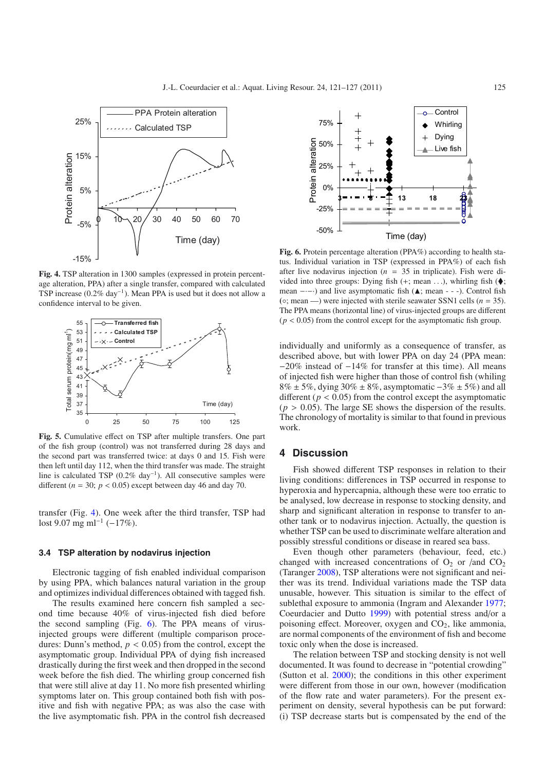**Fig. 4.** TSP alteration in 1300 samples (expressed in protein percentage alteration, PPA) after a single transfer, compared with calculated TSP increase (0.2% day$^{-1}$). Mean PPA is used but it does not allow a confidence interval to be given.

**Fig. 5.** Cumulative effect on TSP after multiple transfers. One part of the fish group (control) was not transferred during 28 days and the second part was transferred twice: at days 0 and 15. Fish were then left until day 112, when the third transfer was made. The straight line is calculated TSP (0.2% day$^{-1}$). All consecutive samples were different ($n = 30$; $p < 0.05$) except between day 46 and day 70.

transfer (Fig. 4). One week after the third transfer, TSP had lost 9.07 mg ml$^{-1}$ (−17%).

### 3.4 TSP alteration by nodavirus injection

Electronic tagging of fish enabled individual comparison by using PPA, which balances natural variation in the group and optimizes individual differences obtained with tagged fish.

The results examined here concern fish sampled a second time because 40% of virus-injected fish died before the second sampling (Fig. 6). The PPA means of virus-injected groups were different (multiple comparison procedures: Dunn's method, $p < 0.05$) from the control, except the asymptomatic group. Individual PPA of dying fish increased drastically during the first week and then dropped in the second week before the fish died. The whirling group concerned fish that were still alive at day 11. No more fish presented whirling symptoms later on. This group contained both fish with positive and fish with negative PPA; as was also the case with the live asymptomatic fish. PPA in the control fish decreased individually and uniformly as a consequence of transfer, as described above, but with lower PPA on day 24 (PPA mean: −20% instead of −14% for transfer at this time). All means of injected fish were higher than those of control fish (whirling 8% ± 5%, dying 30% ± 8%, asymptomatic −3% ± 5%) and all different ($p < 0.05$) from the control except the asymptomatic ($p > 0.05$). The large SE shows the dispersion of the results. The chronology of mortality is similar to that found in previous work.

**Fig. 6.** Protein percentage alteration (PPA%) according to health status. Individual variation in TSP (expressed in PPA%) of each fish after live nodavirus injection ($n = 35$ in triplicate). Fish were divided into three groups: Dying fish (+; mean . . .), whirling fish (♦; mean –·–·) and live asymptomatic fish (▲; mean - - -). Control fish (○; mean —) were injected with sterile seawater SSN1 cells ($n = 35$). The PPA means (horizontal line) of virus-injected groups are different ($p < 0.05$) from the control except for the asymptomatic fish group.

## 4 Discussion

Fish showed different TSP responses in relation to their living conditions: differences in TSP occurred in response to hyperoxia and hypercapnia, although these were too erratic to be analysed, low decrease in response to stocking density, and sharp and significant alteration in response to transfer to another tank or to nodavirus injection. Actually, the question is whether TSP can be used to discriminate welfare alteration and possibly stressful conditions or disease in reared sea bass.

Even though other parameters (behaviour, feed, etc.) changed with increased concentrations of $O_2$ or /and $CO_2$ (Taranger 2008), TSP alterations were not significant and neither was its trend. Individual variations made the TSP data unusable, however. This situation is similar to the effect of sublethal exposure to ammonia (Ingram and Alexander 1977; Coeurdacier and Dutto 1999) with potential stress and/or a poisoning effect. Moreover, oxygen and $CO_2$, like ammonia, are normal components of the environment of fish and become toxic only when the dose is increased.

The relation between TSP and stocking density is not well documented. It was found to decrease in "potential crowding" (Sutton et al. 2000); the conditions in this other experiment were different from those in our own, however (modification of the flow rate and water parameters). For the present experiment on density, several hypothesis can be put forward: (i) TSP decrease starts but is compensated by the end of the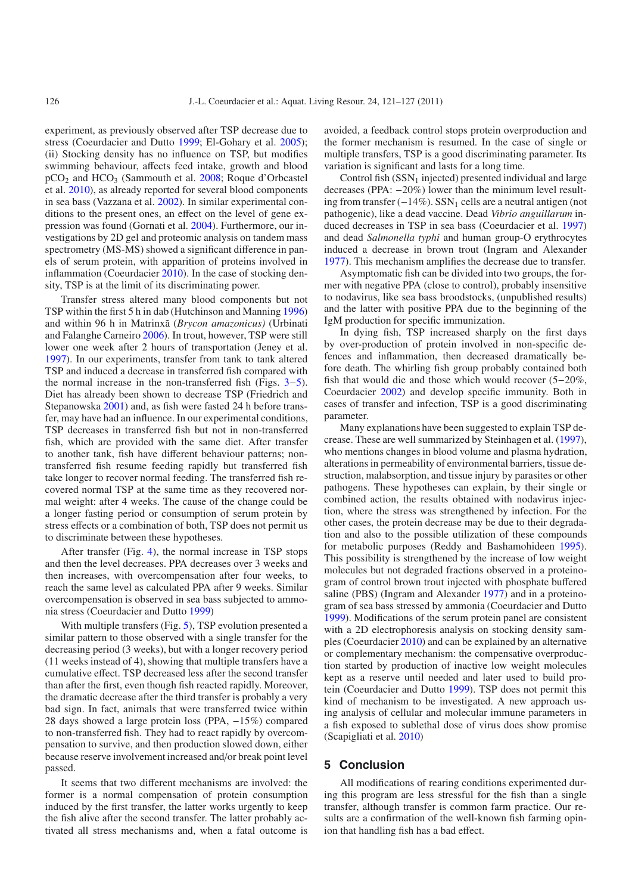experiment, as previously observed after TSP decrease due to stress (Coeurdacier and Dutto 1999; El-Gohary et al. 2005); (ii) Stocking density has no influence on TSP, but modifies swimming behaviour, affects feed intake, growth and blood $pCO_2$ and $HCO_3$ (Sammouth et al. 2008; Roque d'Orbcastel et al. 2010), as already reported for several blood components in sea bass (Vazzana et al. 2002). In similar experimental conditions to the present ones, an effect on the level of gene expression was found (Gornati et al. 2004). Furthermore, our investigations by 2D gel and proteomic analysis on tandem mass spectrometry (MS-MS) showed a significant difference in panels of serum protein, with apparition of proteins involved in inflammation (Coeurdacier 2010). In the case of stocking density, TSP is at the limit of its discriminating power.

Transfer stress altered many blood components but not TSP within the first 5 h in dab (Hutchinson and Manning 1996) and within 96 h in Matrinxã (*Brycon amazonicus)* (Urbinati and Falanghe Carneiro 2006). In trout, however, TSP were still lower one week after 2 hours of transportation (Jeney et al. 1997). In our experiments, transfer from tank to tank altered TSP and induced a decrease in transferred fish compared with the normal increase in the non-transferred fish (Figs. 3–5). Diet has already been shown to decrease TSP (Friedrich and Stepanowska 2001) and, as fish were fasted 24 h before transfer, may have had an influence. In our experimental conditions, TSP decreases in transferred fish but not in non-transferred fish, which are provided with the same diet. After transfer to another tank, fish have different behaviour patterns; non-transferred fish resume feeding rapidly but transferred fish take longer to recover normal feeding. The transferred fish recovered normal TSP at the same time as they recovered normal weight: after 4 weeks. The cause of the change could be a longer fasting period or consumption of serum protein by stress effects or a combination of both, TSP does not permit us to discriminate between these hypotheses.

After transfer (Fig. 4), the normal increase in TSP stops and then the level decreases. PPA decreases over 3 weeks and then increases, with overcompensation after four weeks, to reach the same level as calculated PPA after 9 weeks. Similar overcompensation is observed in sea bass subjected to ammonia stress (Coeurdacier and Dutto 1999)

With multiple transfers (Fig. 5), TSP evolution presented a similar pattern to those observed with a single transfer for the decreasing period (3 weeks), but with a longer recovery period (11 weeks instead of 4), showing that multiple transfers have a cumulative effect. TSP decreased less after the second transfer than after the first, even though fish reacted rapidly. Moreover, the dramatic decrease after the third transfer is probably a very bad sign. In fact, animals that were transferred twice within 28 days showed a large protein loss (PPA, −15%) compared to non-transferred fish. They had to react rapidly by overcompensation to survive, and then production slowed down, either because reserve involvement increased and/or break point level passed.

It seems that two different mechanisms are involved: the former is a normal compensation of protein consumption induced by the first transfer, the latter works urgently to keep the fish alive after the second transfer. The latter probably activated all stress mechanisms and, when a fatal outcome is avoided, a feedback control stops protein overproduction and the former mechanism is resumed. In the case of single or multiple transfers, TSP is a good discriminating parameter. Its variation is significant and lasts for a long time.

Control fish ($SSN_1$ injected) presented individual and large decreases (PPA: −20%) lower than the minimum level resulting from transfer (−14%). $SSN_1$ cells are a neutral antigen (not pathogenic), like a dead vaccine. Dead *Vibrio anguillarum* induced decreases in TSP in sea bass (Coeurdacier et al. 1997) and dead *Salmonella typhi* and human group-O erythrocytes induced a decrease in brown trout (Ingram and Alexander 1977). This mechanism amplifies the decrease due to transfer.

Asymptomatic fish can be divided into two groups, the former with negative PPA (close to control), probably insensitive to nodavirus, like sea bass broodstocks, (unpublished results) and the latter with positive PPA due to the beginning of the IgM production for specific immunization.

In dying fish, TSP increased sharply on the first days by over-production of protein involved in non-specific defences and inflammation, then decreased dramatically before death. The whirling fish group probably contained both fish that would die and those which would recover (5–20%, Coeurdacier 2002) and develop specific immunity. Both in cases of transfer and infection, TSP is a good discriminating parameter.

Many explanations have been suggested to explain TSP decrease. These are well summarized by Steinhagen et al. (1997), who mentions changes in blood volume and plasma hydration, alterations in permeability of environmental barriers, tissue destruction, malabsorption, and tissue injury by parasites or other pathogens. These hypotheses can explain, by their single or combined action, the results obtained with nodavirus injection, where the stress was strengthened by infection. For the other cases, the protein decrease may be due to their degradation and also to the possible utilization of these compounds for metabolic purposes (Reddy and Bashamohideen 1995). This possibility is strengthened by the increase of low weight molecules but not degraded fractions observed in a proteinogram of control brown trout injected with phosphate buffered saline (PBS) (Ingram and Alexander 1977) and in a proteinogram of sea bass stressed by ammonia (Coeurdacier and Dutto 1999). Modifications of the serum protein panel are consistent with a 2D electrophoresis analysis on stocking density samples (Coeurdacier 2010) and can be explained by an alternative or complementary mechanism: the compensative overproduction started by production of inactive low weight molecules kept as a reserve until needed and later used to build protein (Coeurdacier and Dutto 1999). TSP does not permit this kind of mechanism to be investigated. A new approach using analysis of cellular and molecular immune parameters in a fish exposed to sublethal dose of virus does show promise (Scapigliati et al. 2010)

## 5 Conclusion

All modifications of rearing conditions experimented during this program are less stressful for the fish than a single transfer, although transfer is common farm practice. Our results are a confirmation of the well-known fish farming opinion that handling fish has a bad effect.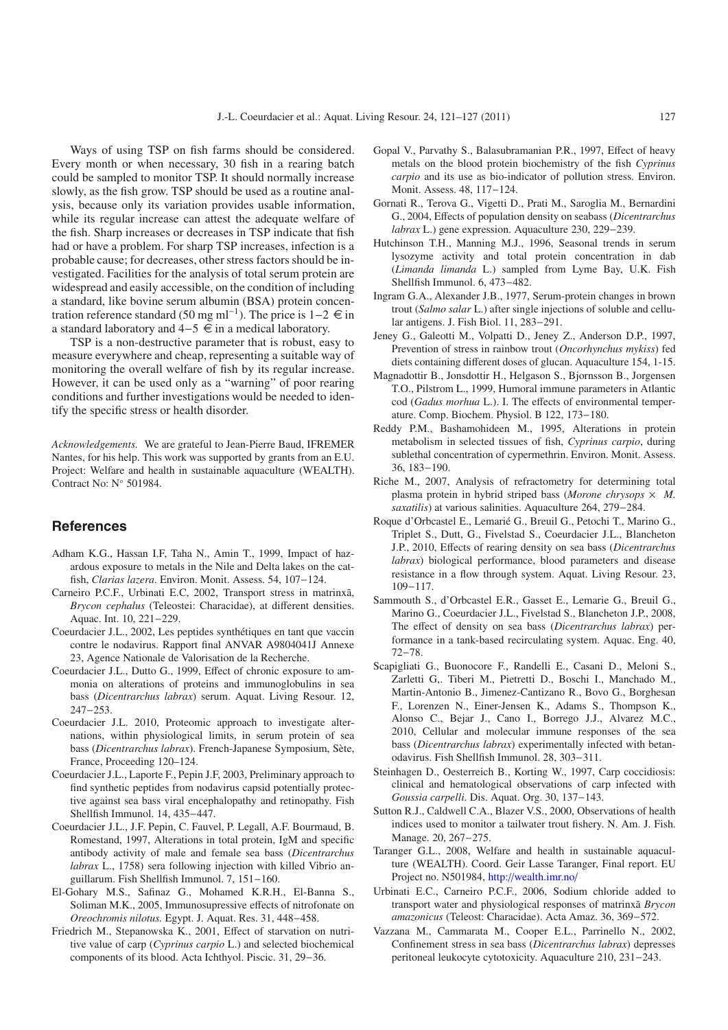Ways of using TSP on fish farms should be considered. Every month or when necessary, 30 fish in a rearing batch could be sampled to monitor TSP. It should normally increase slowly, as the fish grow. TSP should be used as a routine analysis, because only its variation provides usable information, while its regular increase can attest the adequate welfare of the fish. Sharp increases or decreases in TSP indicate that fish had or have a problem. For sharp TSP increases, infection is a probable cause; for decreases, other stress factors should be investigated. Facilities for the analysis of total serum protein are widespread and easily accessible, on the condition of including a standard, like bovine serum albumin (BSA) protein concentration reference standard (50 mg ml$^{-1}$). The price is 1−2 € in a standard laboratory and 4−5 € in a medical laboratory.

TSP is a non-destructive parameter that is robust, easy to measure everywhere and cheap, representing a suitable way of monitoring the overall welfare of fish by its regular increase. However, it can be used only as a "warning" of poor rearing conditions and further investigations would be needed to identify the specific stress or health disorder.

*Acknowledgements.* We are grateful to Jean-Pierre Baud, IFREMER Nantes, for his help. This work was supported by grants from an E.U. Project: Welfare and health in sustainable aquaculture (WEALTH). Contract No: N° 501984.

## References

Adham K.G., Hassan I.F, Taha N., Amin T., 1999, Impact of hazardous exposure to metals in the Nile and Delta lakes on the catfish, *Clarias lazera*. Environ. Monit. Assess. 54, 107−124.

Carneiro P.C.F., Urbinati E.C, 2002, Transport stress in matrinxã, *Brycon cephalus* (Teleostei: Characidae), at different densities. Aquac. Int. 10, 221−229.

Coeurdacier J.L., 2002, Les peptides synthétiques en tant que vaccin contre le nodavirus. Rapport final ANVAR A9804041J Annexe 23, Agence Nationale de Valorisation de la Recherche.

Coeurdacier J.L., Dutto G., 1999, Effect of chronic exposure to ammonia on alterations of proteins and immunoglobulins in sea bass (*Dicentrarchus labrax*) serum. Aquat. Living Resour. 12, 247−253.

Coeurdacier J.L. 2010, Proteomic approach to investigate alternations, within physiological limits, in serum protein of sea bass (*Dicentrarchus labrax*). French-Japanese Symposium, Sète, France, Proceeding 120–124.

Coeurdacier J.L., Laporte F., Pepin J.F, 2003, Preliminary approach to find synthetic peptides from nodavirus capsid potentially protective against sea bass viral encephalopathy and retinopathy. Fish Shellfish Immunol. 14, 435−447.

Coeurdacier J.L., J.F. Pepin, C. Fauvel, P. Legall, A.F. Bourmaud, B. Romestand, 1997, Alterations in total protein, IgM and specific antibody activity of male and female sea bass (*Dicentrarchus labrax* L., 1758) sera following injection with killed Vibrio anguillarum. Fish Shellfish Immunol. 7, 151−160.

El-Gohary M.S., Safinaz G., Mohamed K.R.H., El-Banna S., Soliman M.K., 2005, Immunosupressive effects of nitrofonate on *Oreochromis nilotus*. Egypt. J. Aquat. Res. 31, 448−458.

Friedrich M., Stepanowska K., 2001, Effect of starvation on nutritive value of carp (*Cyprinus carpio* L.) and selected biochemical components of its blood. Acta Ichthyol. Piscic. 31, 29−36.

Gopal V., Parvathy S., Balasubramanian P.R., 1997, Effect of heavy metals on the blood protein biochemistry of the fish *Cyprinus carpio* and its use as bio-indicator of pollution stress. Environ. Monit. Assess. 48, 117−124.

Gornati R., Terova G., Vigetti D., Prati M., Saroglia M., Bernardini G., 2004, Effects of population density on seabass (*Dicentrarchus labrax* L.) gene expression. Aquaculture 230, 229−239.

Hutchinson T.H., Manning M.J., 1996, Seasonal trends in serum lysozyme activity and total protein concentration in dab (*Limanda limanda* L.) sampled from Lyme Bay, U.K. Fish Shellfish Immunol. 6, 473−482.

Ingram G.A., Alexander J.B., 1977, Serum-protein changes in brown trout (*Salmo salar* L.) after single injections of soluble and cellular antigens. J. Fish Biol. 11, 283−291.

Jeney G., Galeotti M., Volpatti D., Jeney Z., Anderson D.P., 1997, Prevention of stress in rainbow trout (*Oncorhynchus mykiss*) fed diets containing different doses of glucan. Aquaculture 154, 1-15.

Magnadottir B., Jonsdottir H., Helgason S., Bjornsson B., Jorgensen T.O., Pilstrom L., 1999, Humoral immune parameters in Atlantic cod (*Gadus morhua* L.). I. The effects of environmental temperature. Comp. Biochem. Physiol. B 122, 173−180.

Reddy P.M., Bashamohideen M., 1995, Alterations in protein metabolism in selected tissues of fish, *Cyprinus carpio*, during sublethal concentration of cypermethrin. Environ. Monit. Assess. 36, 183−190.

Riche M., 2007, Analysis of refractometry for determining total plasma protein in hybrid striped bass (*Morone chrysops* × *M. saxatilis*) at various salinities. Aquaculture 264, 279−284.

Roque d'Orbcastel E., Lemarié G., Breuil G., Petochi T., Marino G., Triplet S., Dutt, G., Fivelstad S., Coeurdacier J.L., Blancheton J.P., 2010, Effects of rearing density on sea bass (*Dicentrarchus labrax*) biological performance, blood parameters and disease resistance in a flow through system. Aquat. Living Resour. 23, 109−117.

Sammouth S., d'Orbcastel E.R., Gasset E., Lemarie G., Breuil G., Marino G., Coeurdacier J.L., Fivelstad S., Blancheton J.P., 2008, The effect of density on sea bass (*Dicentrarchus labrax*) performance in a tank-based recirculating system. Aquac. Eng. 40, 72−78.

Scapigliati G., Buonocore F., Randelli E., Casani D., Meloni S., Zarletti G,. Tiberi M., Pietretti D., Boschi I., Manchado M., Martin-Antonio B., Jimenez-Cantizano R., Bovo G., Borghesan F., Lorenzen N., Einer-Jensen K., Adams S., Thompson K., Alonso C., Bejar J., Cano I., Borrego J.J., Alvarez M.C., 2010, Cellular and molecular immune responses of the sea bass (*Dicentrarchus labrax*) experimentally infected with betanodavirus. Fish Shellfish Immunol. 28, 303−311.

Steinhagen D., Oesterreich B., Korting W., 1997, Carp coccidiosis: clinical and hematological observations of carp infected with *Goussia carpelli*. Dis. Aquat. Org. 30, 137−143.

Sutton R.J., Caldwell C.A., Blazer V.S., 2000, Observations of health indices used to monitor a tailwater trout fishery. N. Am. J. Fish. Manage. 20, 267−275.

Taranger G.L., 2008, Welfare and health in sustainable aquaculture (WEALTH). Coord. Geir Lasse Taranger, Final report. EU Project no. N501984, http://wealth.imr.no/

Urbinati E.C., Carneiro P.C.F., 2006, Sodium chloride added to transport water and physiological responses of matrinxã *Brycon amazonicus* (Teleost: Characidae). Acta Amaz. 36, 369−572.

Vazzana M., Cammarata M., Cooper E.L., Parrinello N., 2002, Confinement stress in sea bass (*Dicentrarchus labrax*) depresses peritoneal leukocyte cytotoxicity. Aquaculture 210, 231−243.